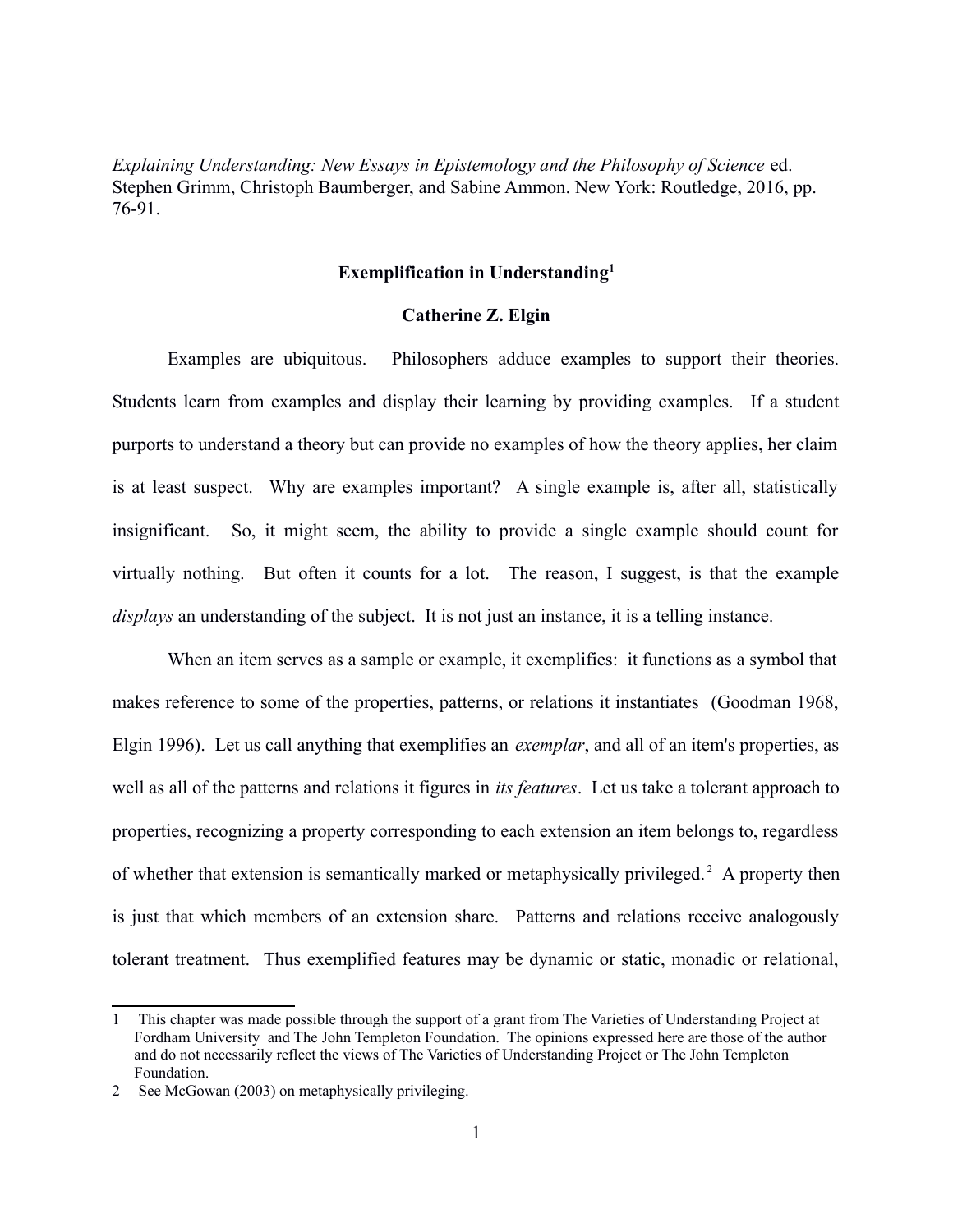*Explaining Understanding: New Essays in Epistemology and the Philosophy of Science* ed. Stephen Grimm, Christoph Baumberger, and Sabine Ammon. New York: Routledge, 2016, pp. 76-91.

# Exemplification in Understanding[1]

**Catherine Z. Elgin**

Examples are ubiquitous. Philosophers adduce examples to support their theories. Students learn from examples and display their learning by providing examples. If a student purports to understand a theory but can provide no examples of how the theory applies, her claim is at least suspect. Why are examples important? A single example is, after all, statistically insignificant. So, it might seem, the ability to provide a single example should count for virtually nothing. But often it counts for a lot. The reason, I suggest, is that the example *displays* an understanding of the subject. It is not just an instance, it is a telling instance.

When an item serves as a sample or example, it exemplifies: it functions as a symbol that makes reference to some of the properties, patterns, or relations it instantiates (Goodman 1968, Elgin 1996). Let us call anything that exemplifies an *exemplar*, and all of an item's properties, as well as all of the patterns and relations it figures in *its features*. Let us take a tolerant approach to properties, recognizing a property corresponding to each extension an item belongs to, regardless of whether that extension is semantically marked or metaphysically privileged.[2] A property then is just that which members of an extension share. Patterns and relations receive analogously tolerant treatment. Thus exemplified features may be dynamic or static, monadic or relational,

---

1 This chapter was made possible through the support of a grant from The Varieties of Understanding Project at Fordham University and The John Templeton Foundation. The opinions expressed here are those of the author and do not necessarily reflect the views of The Varieties of Understanding Project or The John Templeton Foundation.

2 See McGowan (2003) on metaphysically privileging.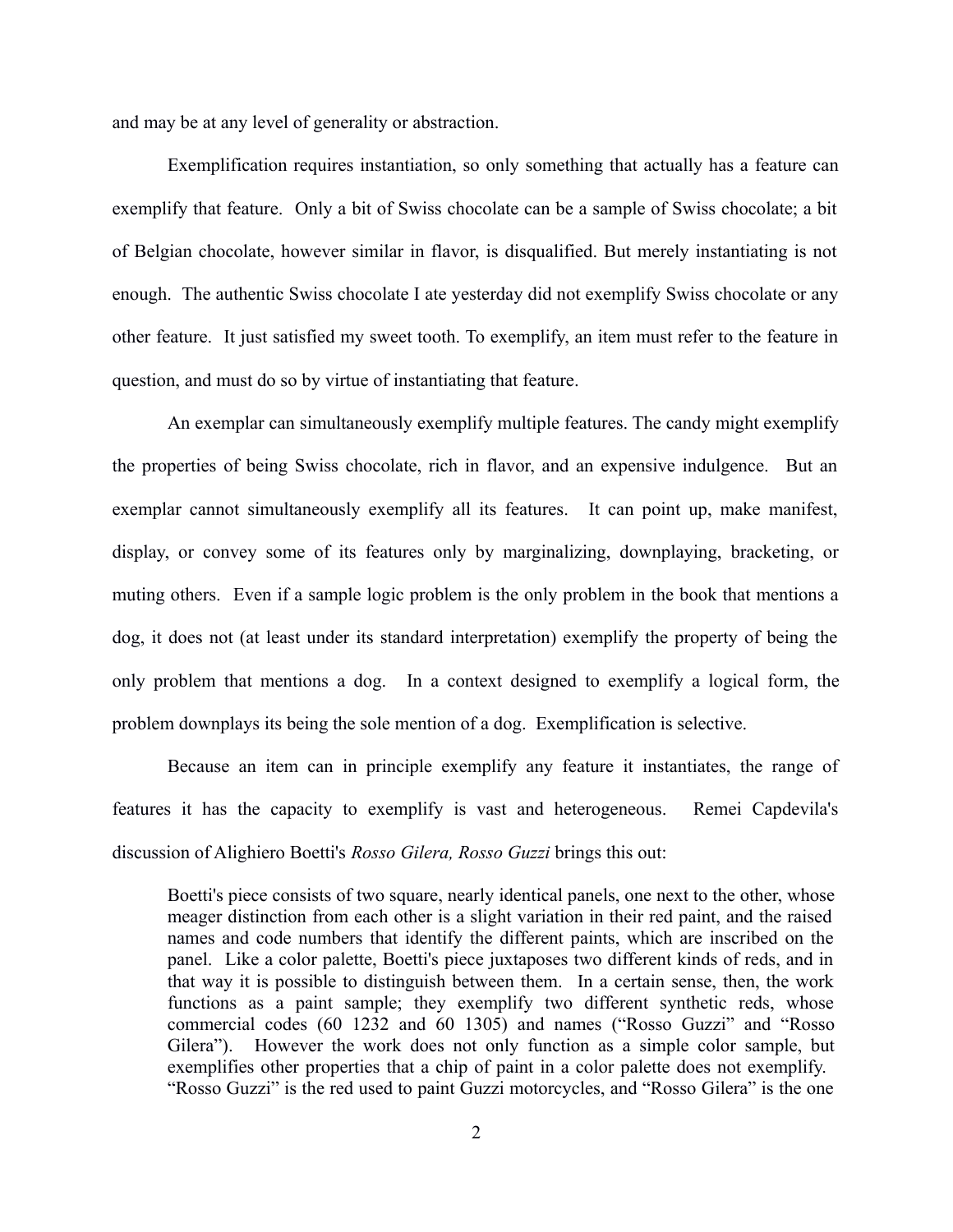and may be at any level of generality or abstraction.

Exemplification requires instantiation, so only something that actually has a feature can exemplify that feature. Only a bit of Swiss chocolate can be a sample of Swiss chocolate; a bit of Belgian chocolate, however similar in flavor, is disqualified. But merely instantiating is not enough. The authentic Swiss chocolate I ate yesterday did not exemplify Swiss chocolate or any other feature. It just satisfied my sweet tooth. To exemplify, an item must refer to the feature in question, and must do so by virtue of instantiating that feature.

An exemplar can simultaneously exemplify multiple features. The candy might exemplify the properties of being Swiss chocolate, rich in flavor, and an expensive indulgence. But an exemplar cannot simultaneously exemplify all its features. It can point up, make manifest, display, or convey some of its features only by marginalizing, downplaying, bracketing, or muting others. Even if a sample logic problem is the only problem in the book that mentions a dog, it does not (at least under its standard interpretation) exemplify the property of being the only problem that mentions a dog. In a context designed to exemplify a logical form, the problem downplays its being the sole mention of a dog. Exemplification is selective.

Because an item can in principle exemplify any feature it instantiates, the range of features it has the capacity to exemplify is vast and heterogeneous. Remei Capdevila's discussion of Alighiero Boetti's *Rosso Gilera, Rosso Guzzi* brings this out:

> Boetti's piece consists of two square, nearly identical panels, one next to the other, whose meager distinction from each other is a slight variation in their red paint, and the raised names and code numbers that identify the different paints, which are inscribed on the panel. Like a color palette, Boetti's piece juxtaposes two different kinds of reds, and in that way it is possible to distinguish between them. In a certain sense, then, the work functions as a paint sample; they exemplify two different synthetic reds, whose commercial codes (60 1232 and 60 1305) and names ("Rosso Guzzi" and "Rosso Gilera"). However the work does not only function as a simple color sample, but exemplifies other properties that a chip of paint in a color palette does not exemplify. "Rosso Guzzi" is the red used to paint Guzzi motorcycles, and "Rosso Gilera" is the one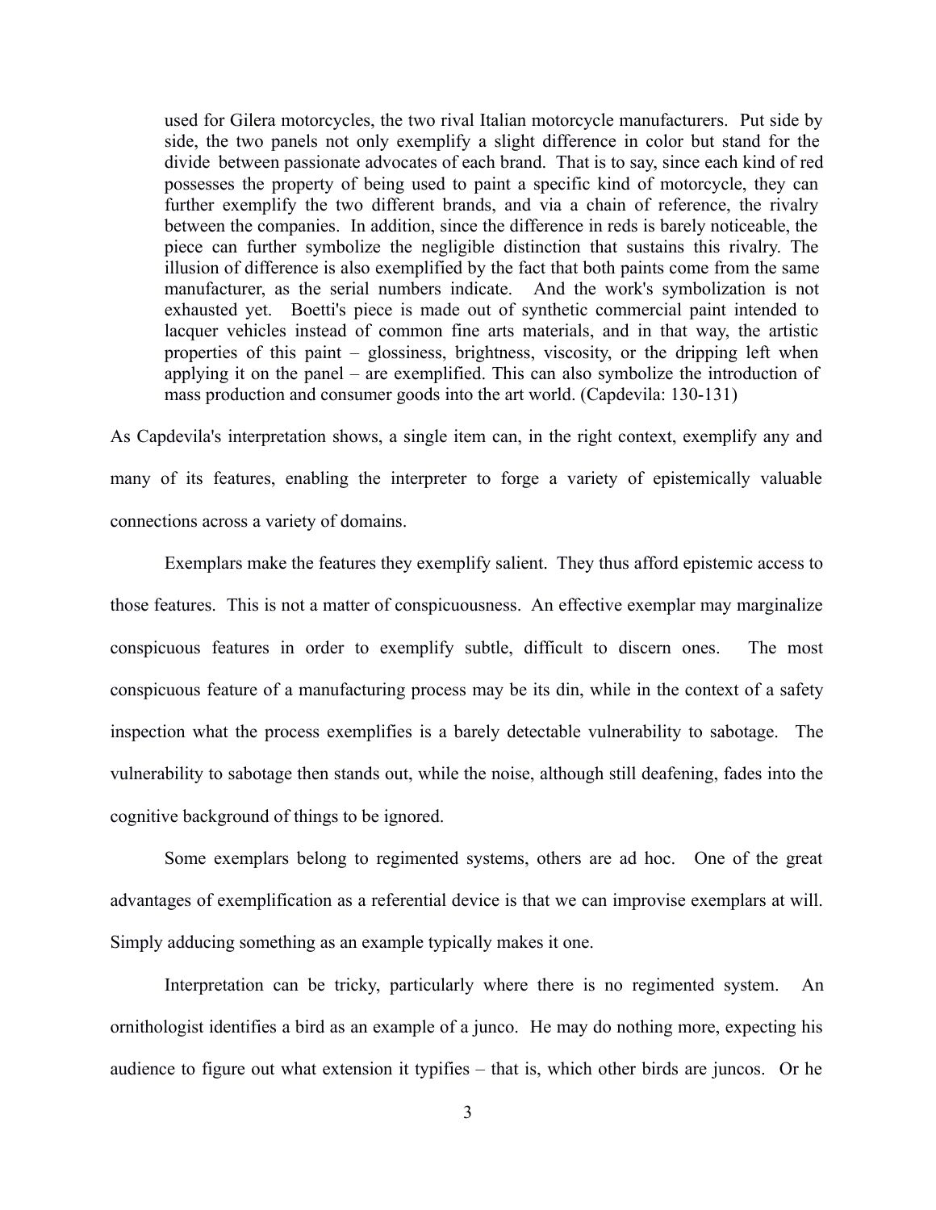> used for Gilera motorcycles, the two rival Italian motorcycle manufacturers. Put side by side, the two panels not only exemplify a slight difference in color but stand for the divide between passionate advocates of each brand. That is to say, since each kind of red possesses the property of being used to paint a specific kind of motorcycle, they can further exemplify the two different brands, and via a chain of reference, the rivalry between the companies. In addition, since the difference in reds is barely noticeable, the piece can further symbolize the negligible distinction that sustains this rivalry. The illusion of difference is also exemplified by the fact that both paints come from the same manufacturer, as the serial numbers indicate. And the work's symbolization is not exhausted yet. Boetti's piece is made out of synthetic commercial paint intended to lacquer vehicles instead of common fine arts materials, and in that way, the artistic properties of this paint – glossiness, brightness, viscosity, or the dripping left when applying it on the panel – are exemplified. This can also symbolize the introduction of mass production and consumer goods into the art world. (Capdevila: 130-131)

As Capdevila's interpretation shows, a single item can, in the right context, exemplify any and many of its features, enabling the interpreter to forge a variety of epistemically valuable connections across a variety of domains.

Exemplars make the features they exemplify salient. They thus afford epistemic access to those features. This is not a matter of conspicuousness. An effective exemplar may marginalize conspicuous features in order to exemplify subtle, difficult to discern ones. The most conspicuous feature of a manufacturing process may be its din, while in the context of a safety inspection what the process exemplifies is a barely detectable vulnerability to sabotage. The vulnerability to sabotage then stands out, while the noise, although still deafening, fades into the cognitive background of things to be ignored.

Some exemplars belong to regimented systems, others are ad hoc. One of the great advantages of exemplification as a referential device is that we can improvise exemplars at will. Simply adducing something as an example typically makes it one.

Interpretation can be tricky, particularly where there is no regimented system. An ornithologist identifies a bird as an example of a junco. He may do nothing more, expecting his audience to figure out what extension it typifies – that is, which other birds are juncos. Or he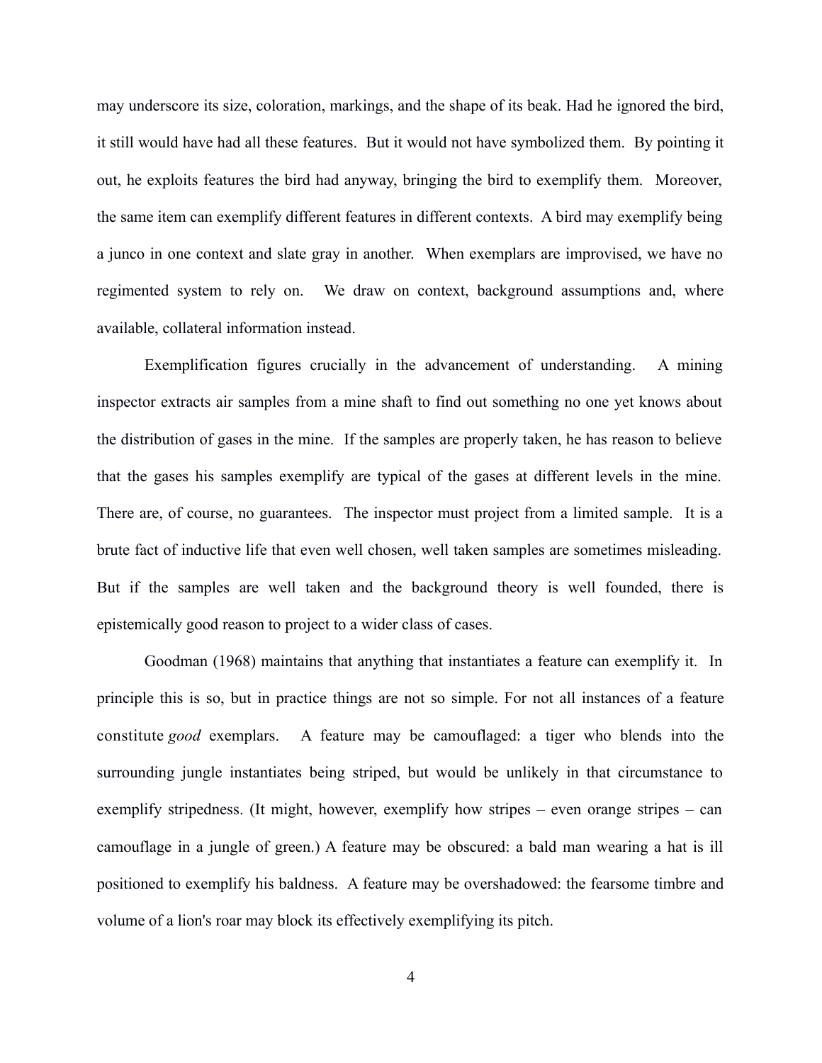may underscore its size, coloration, markings, and the shape of its beak. Had he ignored the bird, it still would have had all these features. But it would not have symbolized them. By pointing it out, he exploits features the bird had anyway, bringing the bird to exemplify them. Moreover, the same item can exemplify different features in different contexts. A bird may exemplify being a junco in one context and slate gray in another. When exemplars are improvised, we have no regimented system to rely on. We draw on context, background assumptions and, where available, collateral information instead.

Exemplification figures crucially in the advancement of understanding. A mining inspector extracts air samples from a mine shaft to find out something no one yet knows about the distribution of gases in the mine. If the samples are properly taken, he has reason to believe that the gases his samples exemplify are typical of the gases at different levels in the mine. There are, of course, no guarantees. The inspector must project from a limited sample. It is a brute fact of inductive life that even well chosen, well taken samples are sometimes misleading. But if the samples are well taken and the background theory is well founded, there is epistemically good reason to project to a wider class of cases.

Goodman (1968) maintains that anything that instantiates a feature can exemplify it. In principle this is so, but in practice things are not so simple. For not all instances of a feature constitute *good* exemplars. A feature may be camouflaged: a tiger who blends into the surrounding jungle instantiates being striped, but would be unlikely in that circumstance to exemplify stripedness. (It might, however, exemplify how stripes – even orange stripes – can camouflage in a jungle of green.) A feature may be obscured: a bald man wearing a hat is ill positioned to exemplify his baldness. A feature may be overshadowed: the fearsome timbre and volume of a lion's roar may block its effectively exemplifying its pitch.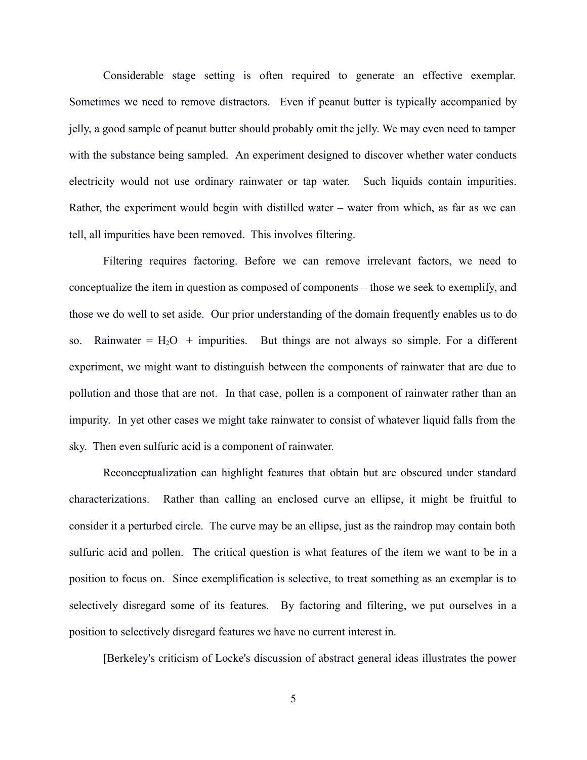Considerable stage setting is often required to generate an effective exemplar. Sometimes we need to remove distractors. Even if peanut butter is typically accompanied by jelly, a good sample of peanut butter should probably omit the jelly. We may even need to tamper with the substance being sampled. An experiment designed to discover whether water conducts electricity would not use ordinary rainwater or tap water. Such liquids contain impurities. Rather, the experiment would begin with distilled water – water from which, as far as we can tell, all impurities have been removed. This involves filtering.

Filtering requires factoring. Before we can remove irrelevant factors, we need to conceptualize the item in question as composed of components – those we seek to exemplify, and those we do well to set aside. Our prior understanding of the domain frequently enables us to do so. Rainwater = $H_2O$ + impurities. But things are not always so simple. For a different experiment, we might want to distinguish between the components of rainwater that are due to pollution and those that are not. In that case, pollen is a component of rainwater rather than an impurity. In yet other cases we might take rainwater to consist of whatever liquid falls from the sky. Then even sulfuric acid is a component of rainwater.

Reconceptualization can highlight features that obtain but are obscured under standard characterizations. Rather than calling an enclosed curve an ellipse, it might be fruitful to consider it a perturbed circle. The curve may be an ellipse, just as the raindrop may contain both sulfuric acid and pollen. The critical question is what features of the item we want to be in a position to focus on. Since exemplification is selective, to treat something as an exemplar is to selectively disregard some of its features. By factoring and filtering, we put ourselves in a position to selectively disregard features we have no current interest in.

[Berkeley's criticism of Locke's discussion of abstract general ideas illustrates the power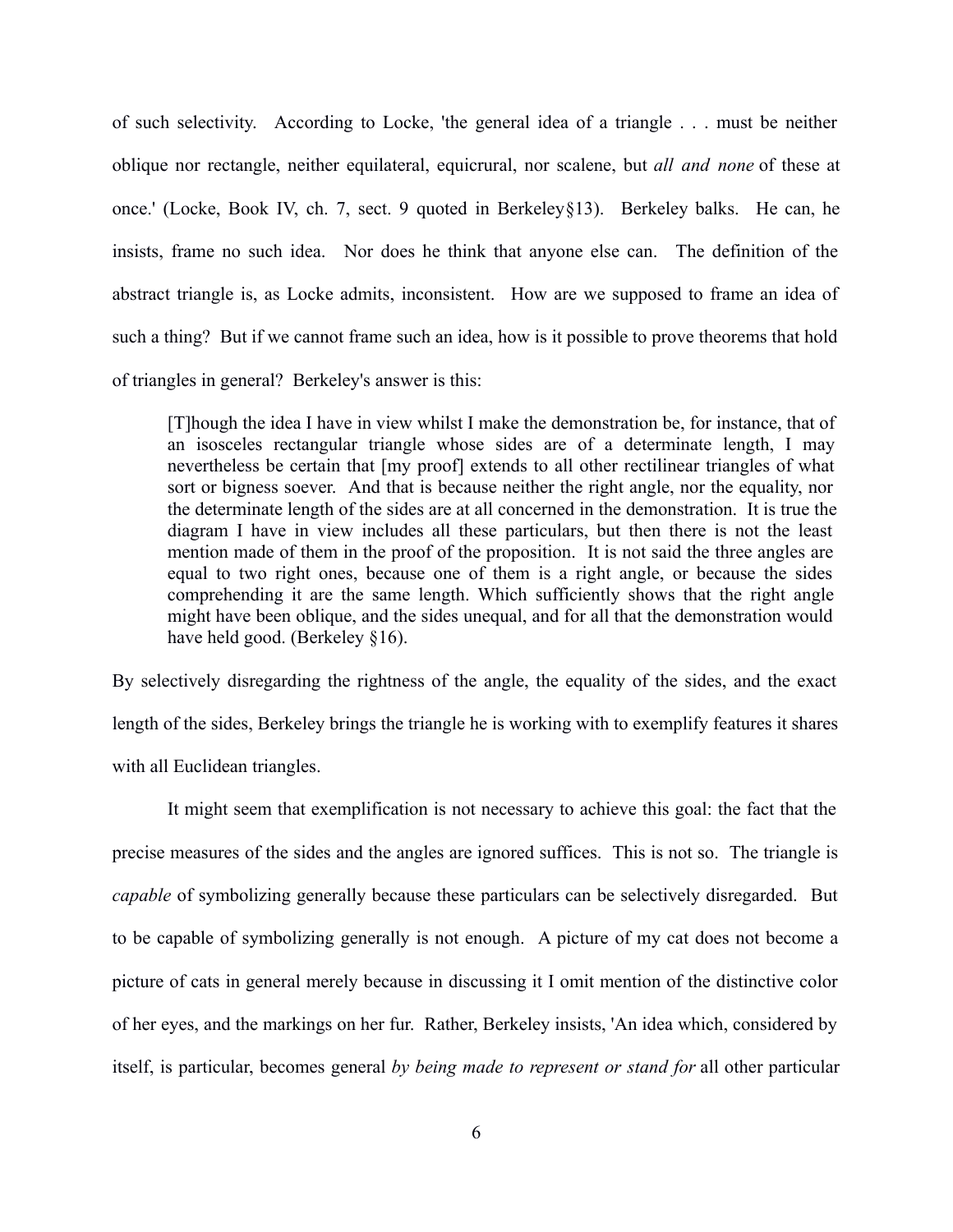of such selectivity. According to Locke, 'the general idea of a triangle . . . must be neither oblique nor rectangle, neither equilateral, equicrural, nor scalene, but *all and none* of these at once.' (Locke, Book IV, ch. 7, sect. 9 quoted in Berkeley§13). Berkeley balks. He can, he insists, frame no such idea. Nor does he think that anyone else can. The definition of the abstract triangle is, as Locke admits, inconsistent. How are we supposed to frame an idea of such a thing? But if we cannot frame such an idea, how is it possible to prove theorems that hold of triangles in general? Berkeley's answer is this:

> [T]hough the idea I have in view whilst I make the demonstration be, for instance, that of an isosceles rectangular triangle whose sides are of a determinate length, I may nevertheless be certain that [my proof] extends to all other rectilinear triangles of what sort or bigness soever. And that is because neither the right angle, nor the equality, nor the determinate length of the sides are at all concerned in the demonstration. It is true the diagram I have in view includes all these particulars, but then there is not the least mention made of them in the proof of the proposition. It is not said the three angles are equal to two right ones, because one of them is a right angle, or because the sides comprehending it are the same length. Which sufficiently shows that the right angle might have been oblique, and the sides unequal, and for all that the demonstration would have held good. (Berkeley §16).

By selectively disregarding the rightness of the angle, the equality of the sides, and the exact length of the sides, Berkeley brings the triangle he is working with to exemplify features it shares with all Euclidean triangles.

It might seem that exemplification is not necessary to achieve this goal: the fact that the precise measures of the sides and the angles are ignored suffices. This is not so. The triangle is *capable* of symbolizing generally because these particulars can be selectively disregarded. But to be capable of symbolizing generally is not enough. A picture of my cat does not become a picture of cats in general merely because in discussing it I omit mention of the distinctive color of her eyes, and the markings on her fur. Rather, Berkeley insists, 'An idea which, considered by itself, is particular, becomes general *by being made to represent or stand for* all other particular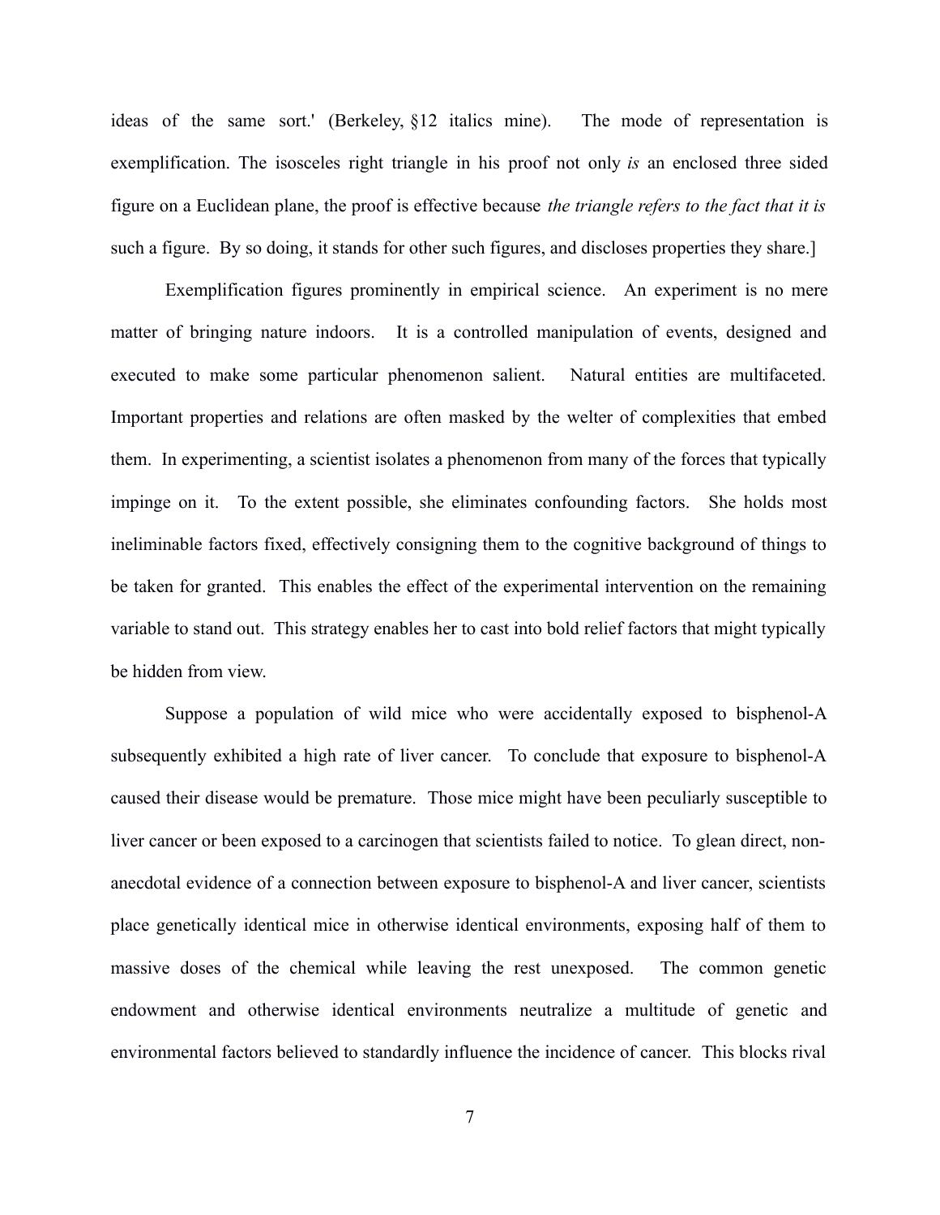ideas of the same sort.' (Berkeley, §12 italics mine). The mode of representation is exemplification. The isosceles right triangle in his proof not only *is* an enclosed three sided figure on a Euclidean plane, the proof is effective because *the triangle refers to the fact that it is* such a figure. By so doing, it stands for other such figures, and discloses properties they share.]

Exemplification figures prominently in empirical science. An experiment is no mere matter of bringing nature indoors. It is a controlled manipulation of events, designed and executed to make some particular phenomenon salient. Natural entities are multifaceted. Important properties and relations are often masked by the welter of complexities that embed them. In experimenting, a scientist isolates a phenomenon from many of the forces that typically impinge on it. To the extent possible, she eliminates confounding factors. She holds most ineliminable factors fixed, effectively consigning them to the cognitive background of things to be taken for granted. This enables the effect of the experimental intervention on the remaining variable to stand out. This strategy enables her to cast into bold relief factors that might typically be hidden from view.

Suppose a population of wild mice who were accidentally exposed to bisphenol-A subsequently exhibited a high rate of liver cancer. To conclude that exposure to bisphenol-A caused their disease would be premature. Those mice might have been peculiarly susceptible to liver cancer or been exposed to a carcinogen that scientists failed to notice. To glean direct, non-anecdotal evidence of a connection between exposure to bisphenol-A and liver cancer, scientists place genetically identical mice in otherwise identical environments, exposing half of them to massive doses of the chemical while leaving the rest unexposed. The common genetic endowment and otherwise identical environments neutralize a multitude of genetic and environmental factors believed to standardly influence the incidence of cancer. This blocks rival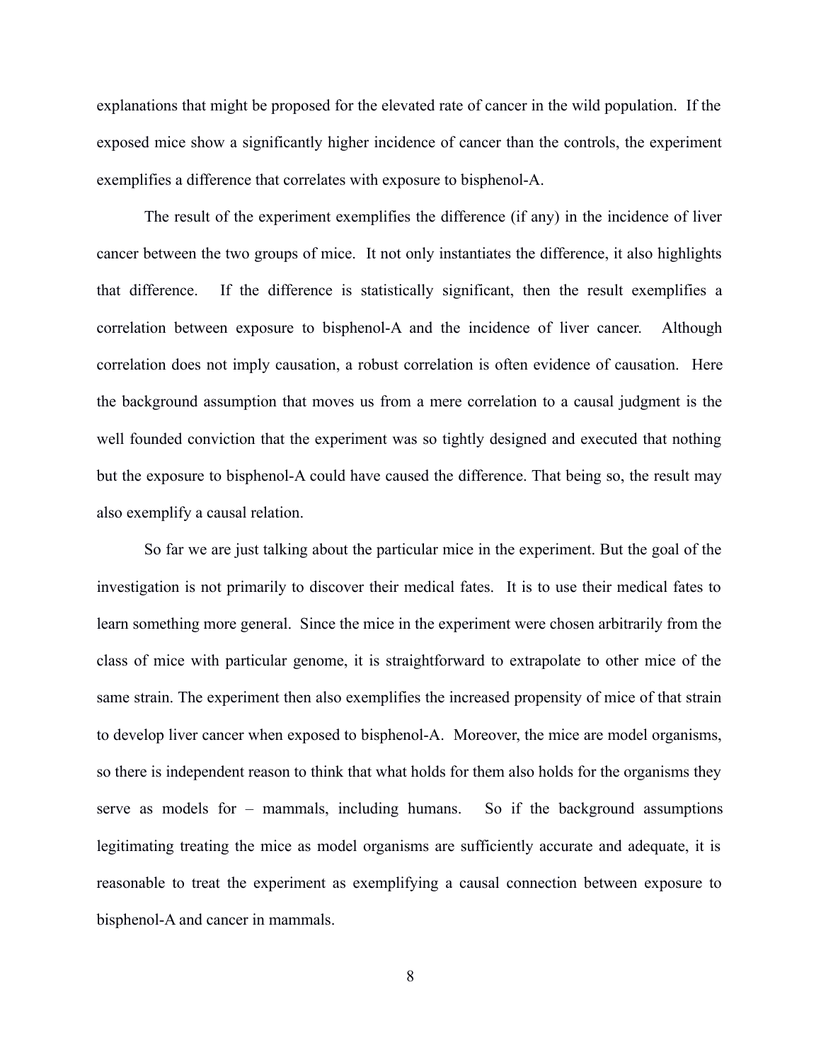explanations that might be proposed for the elevated rate of cancer in the wild population. If the exposed mice show a significantly higher incidence of cancer than the controls, the experiment exemplifies a difference that correlates with exposure to bisphenol-A.

The result of the experiment exemplifies the difference (if any) in the incidence of liver cancer between the two groups of mice. It not only instantiates the difference, it also highlights that difference. If the difference is statistically significant, then the result exemplifies a correlation between exposure to bisphenol-A and the incidence of liver cancer. Although correlation does not imply causation, a robust correlation is often evidence of causation. Here the background assumption that moves us from a mere correlation to a causal judgment is the well founded conviction that the experiment was so tightly designed and executed that nothing but the exposure to bisphenol-A could have caused the difference. That being so, the result may also exemplify a causal relation.

So far we are just talking about the particular mice in the experiment. But the goal of the investigation is not primarily to discover their medical fates. It is to use their medical fates to learn something more general. Since the mice in the experiment were chosen arbitrarily from the class of mice with particular genome, it is straightforward to extrapolate to other mice of the same strain. The experiment then also exemplifies the increased propensity of mice of that strain to develop liver cancer when exposed to bisphenol-A. Moreover, the mice are model organisms, so there is independent reason to think that what holds for them also holds for the organisms they serve as models for – mammals, including humans. So if the background assumptions legitimating treating the mice as model organisms are sufficiently accurate and adequate, it is reasonable to treat the experiment as exemplifying a causal connection between exposure to bisphenol-A and cancer in mammals.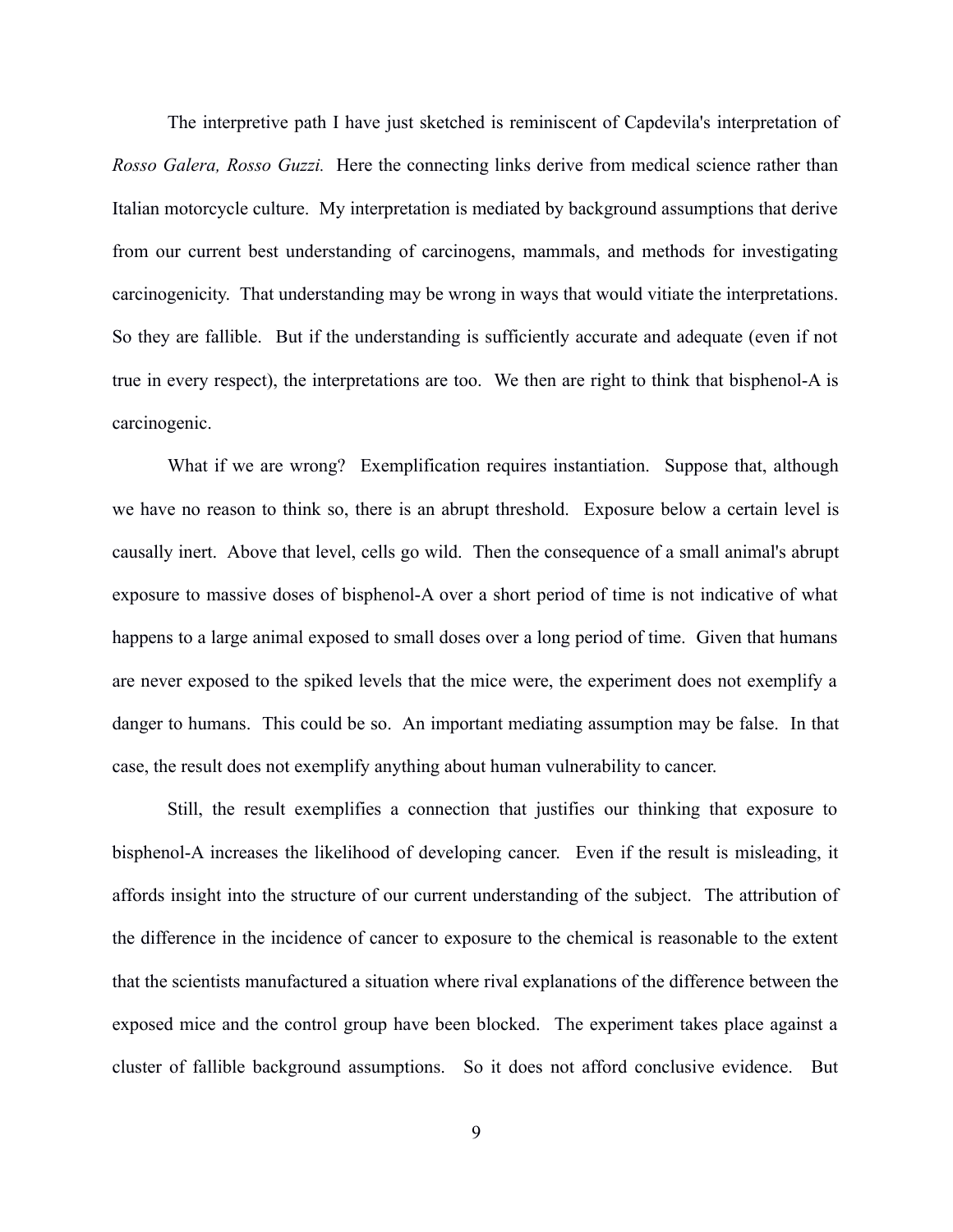The interpretive path I have just sketched is reminiscent of Capdevila's interpretation of *Rosso Galera, Rosso Guzzi.* Here the connecting links derive from medical science rather than Italian motorcycle culture. My interpretation is mediated by background assumptions that derive from our current best understanding of carcinogens, mammals, and methods for investigating carcinogenicity. That understanding may be wrong in ways that would vitiate the interpretations. So they are fallible. But if the understanding is sufficiently accurate and adequate (even if not true in every respect), the interpretations are too. We then are right to think that bisphenol-A is carcinogenic.

What if we are wrong? Exemplification requires instantiation. Suppose that, although we have no reason to think so, there is an abrupt threshold. Exposure below a certain level is causally inert. Above that level, cells go wild. Then the consequence of a small animal's abrupt exposure to massive doses of bisphenol-A over a short period of time is not indicative of what happens to a large animal exposed to small doses over a long period of time. Given that humans are never exposed to the spiked levels that the mice were, the experiment does not exemplify a danger to humans. This could be so. An important mediating assumption may be false. In that case, the result does not exemplify anything about human vulnerability to cancer.

Still, the result exemplifies a connection that justifies our thinking that exposure to bisphenol-A increases the likelihood of developing cancer. Even if the result is misleading, it affords insight into the structure of our current understanding of the subject. The attribution of the difference in the incidence of cancer to exposure to the chemical is reasonable to the extent that the scientists manufactured a situation where rival explanations of the difference between the exposed mice and the control group have been blocked. The experiment takes place against a cluster of fallible background assumptions. So it does not afford conclusive evidence. But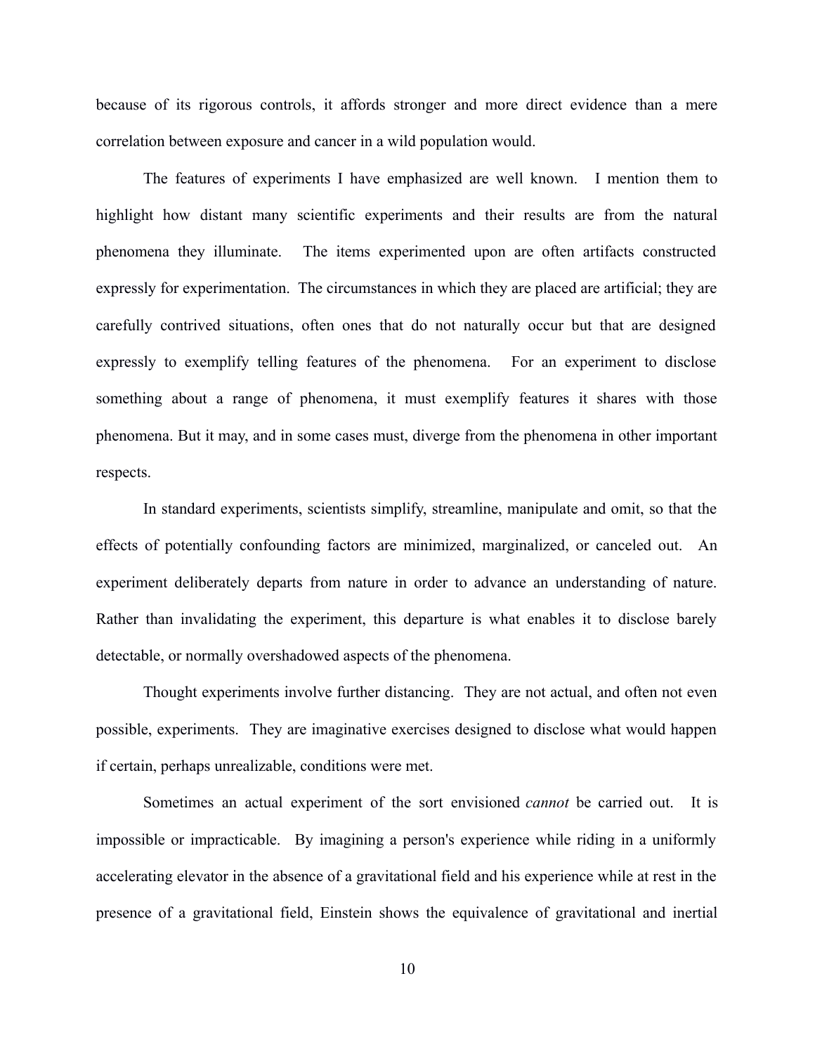because of its rigorous controls, it affords stronger and more direct evidence than a mere correlation between exposure and cancer in a wild population would.

The features of experiments I have emphasized are well known. I mention them to highlight how distant many scientific experiments and their results are from the natural phenomena they illuminate. The items experimented upon are often artifacts constructed expressly for experimentation. The circumstances in which they are placed are artificial; they are carefully contrived situations, often ones that do not naturally occur but that are designed expressly to exemplify telling features of the phenomena. For an experiment to disclose something about a range of phenomena, it must exemplify features it shares with those phenomena. But it may, and in some cases must, diverge from the phenomena in other important respects.

In standard experiments, scientists simplify, streamline, manipulate and omit, so that the effects of potentially confounding factors are minimized, marginalized, or canceled out. An experiment deliberately departs from nature in order to advance an understanding of nature. Rather than invalidating the experiment, this departure is what enables it to disclose barely detectable, or normally overshadowed aspects of the phenomena.

Thought experiments involve further distancing. They are not actual, and often not even possible, experiments. They are imaginative exercises designed to disclose what would happen if certain, perhaps unrealizable, conditions were met.

Sometimes an actual experiment of the sort envisioned *cannot* be carried out. It is impossible or impracticable. By imagining a person's experience while riding in a uniformly accelerating elevator in the absence of a gravitational field and his experience while at rest in the presence of a gravitational field, Einstein shows the equivalence of gravitational and inertial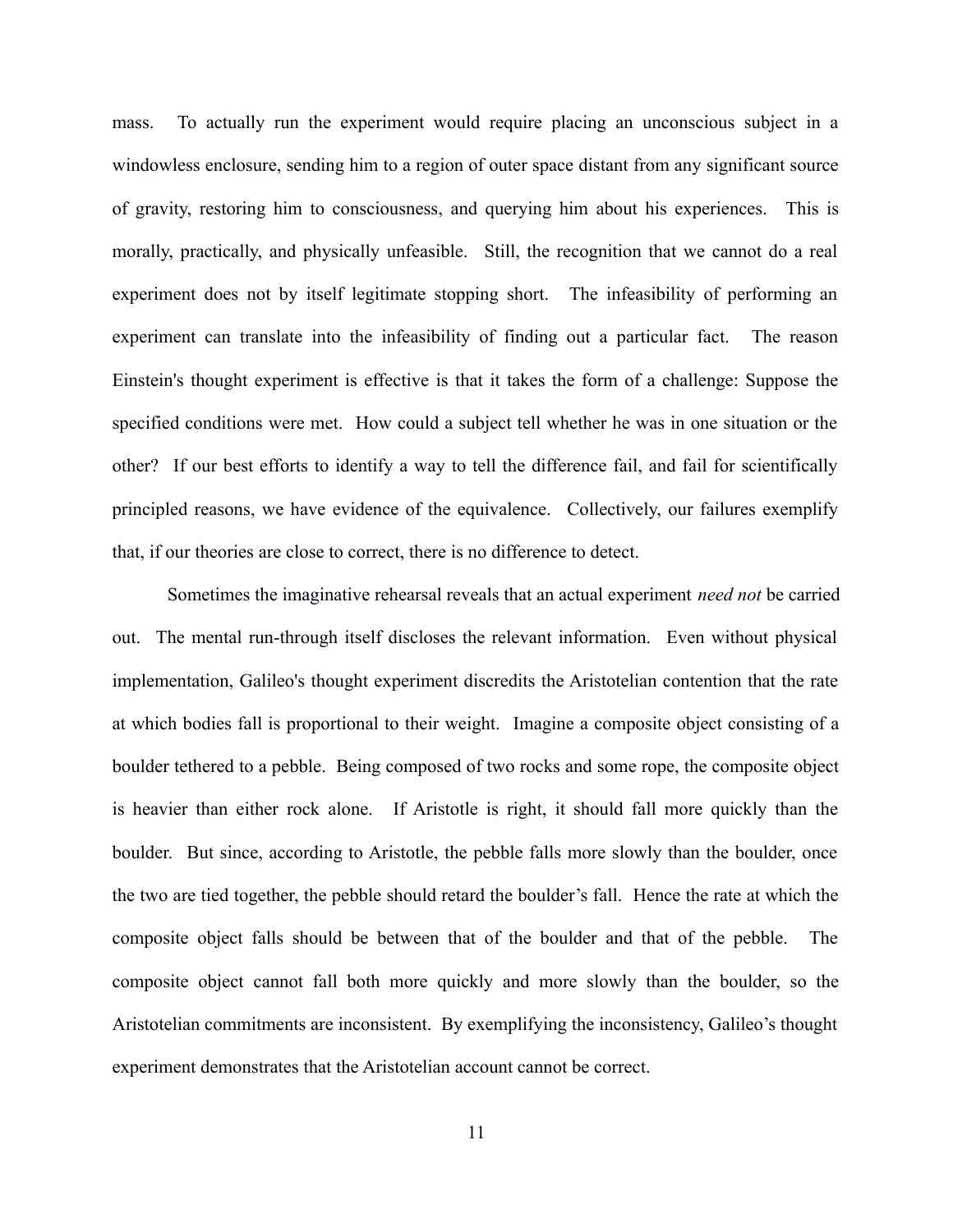mass. To actually run the experiment would require placing an unconscious subject in a windowless enclosure, sending him to a region of outer space distant from any significant source of gravity, restoring him to consciousness, and querying him about his experiences. This is morally, practically, and physically unfeasible. Still, the recognition that we cannot do a real experiment does not by itself legitimate stopping short. The infeasibility of performing an experiment can translate into the infeasibility of finding out a particular fact. The reason Einstein's thought experiment is effective is that it takes the form of a challenge: Suppose the specified conditions were met. How could a subject tell whether he was in one situation or the other? If our best efforts to identify a way to tell the difference fail, and fail for scientifically principled reasons, we have evidence of the equivalence. Collectively, our failures exemplify that, if our theories are close to correct, there is no difference to detect.

Sometimes the imaginative rehearsal reveals that an actual experiment *need not* be carried out. The mental run-through itself discloses the relevant information. Even without physical implementation, Galileo's thought experiment discredits the Aristotelian contention that the rate at which bodies fall is proportional to their weight. Imagine a composite object consisting of a boulder tethered to a pebble. Being composed of two rocks and some rope, the composite object is heavier than either rock alone. If Aristotle is right, it should fall more quickly than the boulder. But since, according to Aristotle, the pebble falls more slowly than the boulder, once the two are tied together, the pebble should retard the boulder's fall. Hence the rate at which the composite object falls should be between that of the boulder and that of the pebble. The composite object cannot fall both more quickly and more slowly than the boulder, so the Aristotelian commitments are inconsistent. By exemplifying the inconsistency, Galileo's thought experiment demonstrates that the Aristotelian account cannot be correct.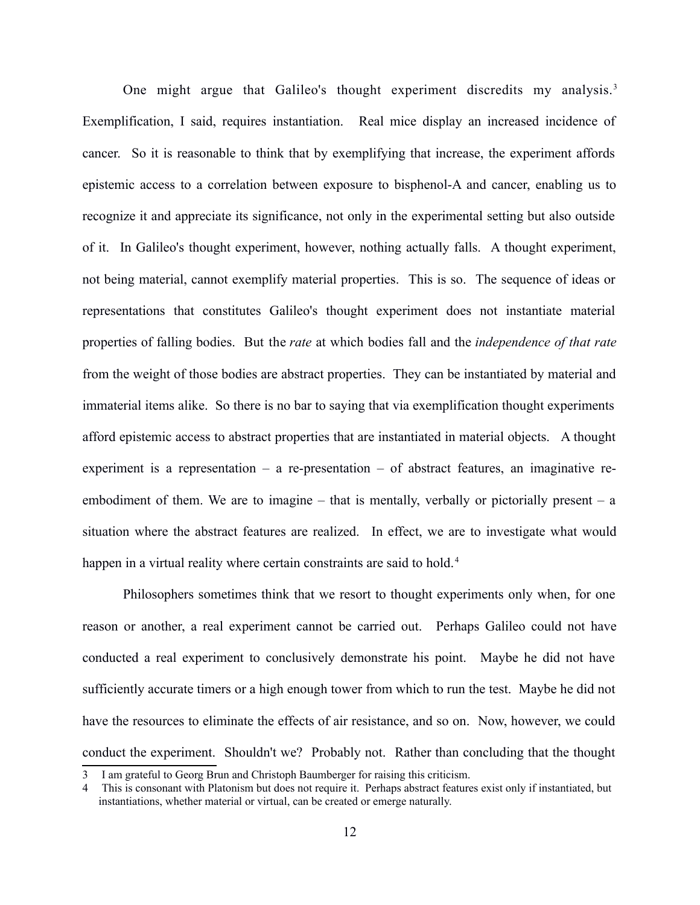One might argue that Galileo's thought experiment discredits my analysis.[3] Exemplification, I said, requires instantiation. Real mice display an increased incidence of cancer. So it is reasonable to think that by exemplifying that increase, the experiment affords epistemic access to a correlation between exposure to bisphenol-A and cancer, enabling us to recognize it and appreciate its significance, not only in the experimental setting but also outside of it. In Galileo's thought experiment, however, nothing actually falls. A thought experiment, not being material, cannot exemplify material properties. This is so. The sequence of ideas or representations that constitutes Galileo's thought experiment does not instantiate material properties of falling bodies. But the *rate* at which bodies fall and the *independence of that rate* from the weight of those bodies are abstract properties. They can be instantiated by material and immaterial items alike. So there is no bar to saying that via exemplification thought experiments afford epistemic access to abstract properties that are instantiated in material objects. A thought experiment is a representation – a re-presentation – of abstract features, an imaginative re-embodiment of them. We are to imagine – that is mentally, verbally or pictorially present – a situation where the abstract features are realized. In effect, we are to investigate what would happen in a virtual reality where certain constraints are said to hold.[4]

Philosophers sometimes think that we resort to thought experiments only when, for one reason or another, a real experiment cannot be carried out. Perhaps Galileo could not have conducted a real experiment to conclusively demonstrate his point. Maybe he did not have sufficiently accurate timers or a high enough tower from which to run the test. Maybe he did not have the resources to eliminate the effects of air resistance, and so on. Now, however, we could conduct the experiment. Shouldn't we? Probably not. Rather than concluding that the thought

3 I am grateful to Georg Brun and Christoph Baumberger for raising this criticism.

4 This is consonant with Platonism but does not require it. Perhaps abstract features exist only if instantiated, but instantiations, whether material or virtual, can be created or emerge naturally.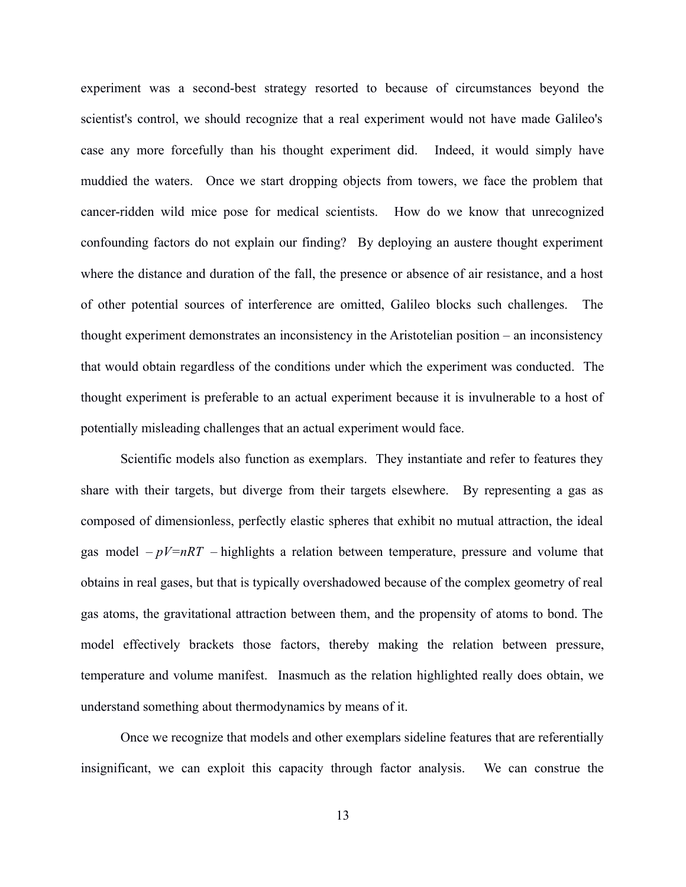experiment was a second-best strategy resorted to because of circumstances beyond the scientist's control, we should recognize that a real experiment would not have made Galileo's case any more forcefully than his thought experiment did. Indeed, it would simply have muddied the waters. Once we start dropping objects from towers, we face the problem that cancer-ridden wild mice pose for medical scientists. How do we know that unrecognized confounding factors do not explain our finding? By deploying an austere thought experiment where the distance and duration of the fall, the presence or absence of air resistance, and a host of other potential sources of interference are omitted, Galileo blocks such challenges. The thought experiment demonstrates an inconsistency in the Aristotelian position – an inconsistency that would obtain regardless of the conditions under which the experiment was conducted. The thought experiment is preferable to an actual experiment because it is invulnerable to a host of potentially misleading challenges that an actual experiment would face.

Scientific models also function as exemplars. They instantiate and refer to features they share with their targets, but diverge from their targets elsewhere. By representing a gas as composed of dimensionless, perfectly elastic spheres that exhibit no mutual attraction, the ideal gas model – $pV=nRT$ – highlights a relation between temperature, pressure and volume that obtains in real gases, but that is typically overshadowed because of the complex geometry of real gas atoms, the gravitational attraction between them, and the propensity of atoms to bond. The model effectively brackets those factors, thereby making the relation between pressure, temperature and volume manifest. Inasmuch as the relation highlighted really does obtain, we understand something about thermodynamics by means of it.

Once we recognize that models and other exemplars sideline features that are referentially insignificant, we can exploit this capacity through factor analysis. We can construe the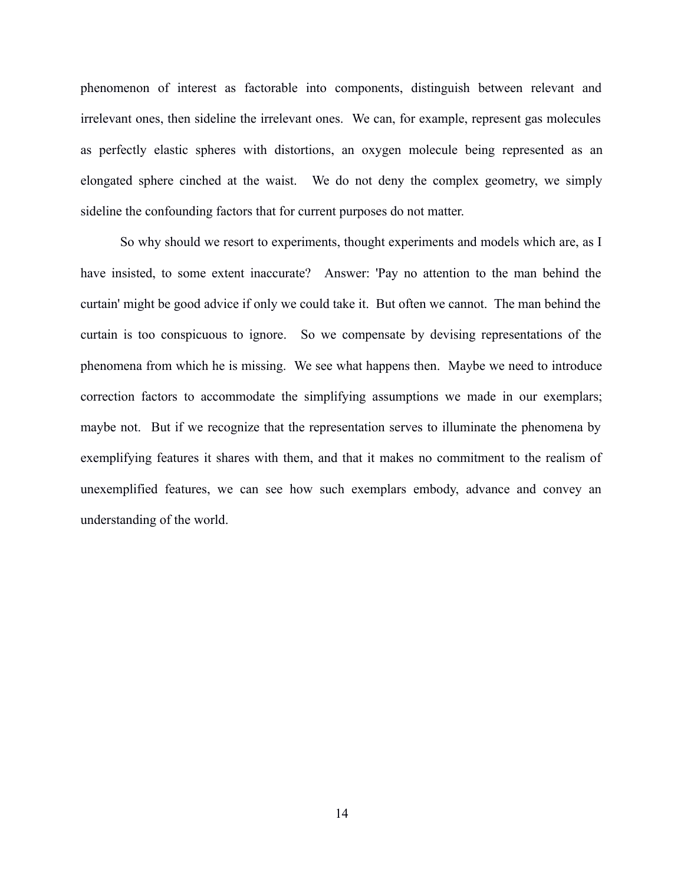phenomenon of interest as factorable into components, distinguish between relevant and irrelevant ones, then sideline the irrelevant ones. We can, for example, represent gas molecules as perfectly elastic spheres with distortions, an oxygen molecule being represented as an elongated sphere cinched at the waist. We do not deny the complex geometry, we simply sideline the confounding factors that for current purposes do not matter.

So why should we resort to experiments, thought experiments and models which are, as I have insisted, to some extent inaccurate? Answer: 'Pay no attention to the man behind the curtain' might be good advice if only we could take it. But often we cannot. The man behind the curtain is too conspicuous to ignore. So we compensate by devising representations of the phenomena from which he is missing. We see what happens then. Maybe we need to introduce correction factors to accommodate the simplifying assumptions we made in our exemplars; maybe not. But if we recognize that the representation serves to illuminate the phenomena by exemplifying features it shares with them, and that it makes no commitment to the realism of unexemplified features, we can see how such exemplars embody, advance and convey an understanding of the world.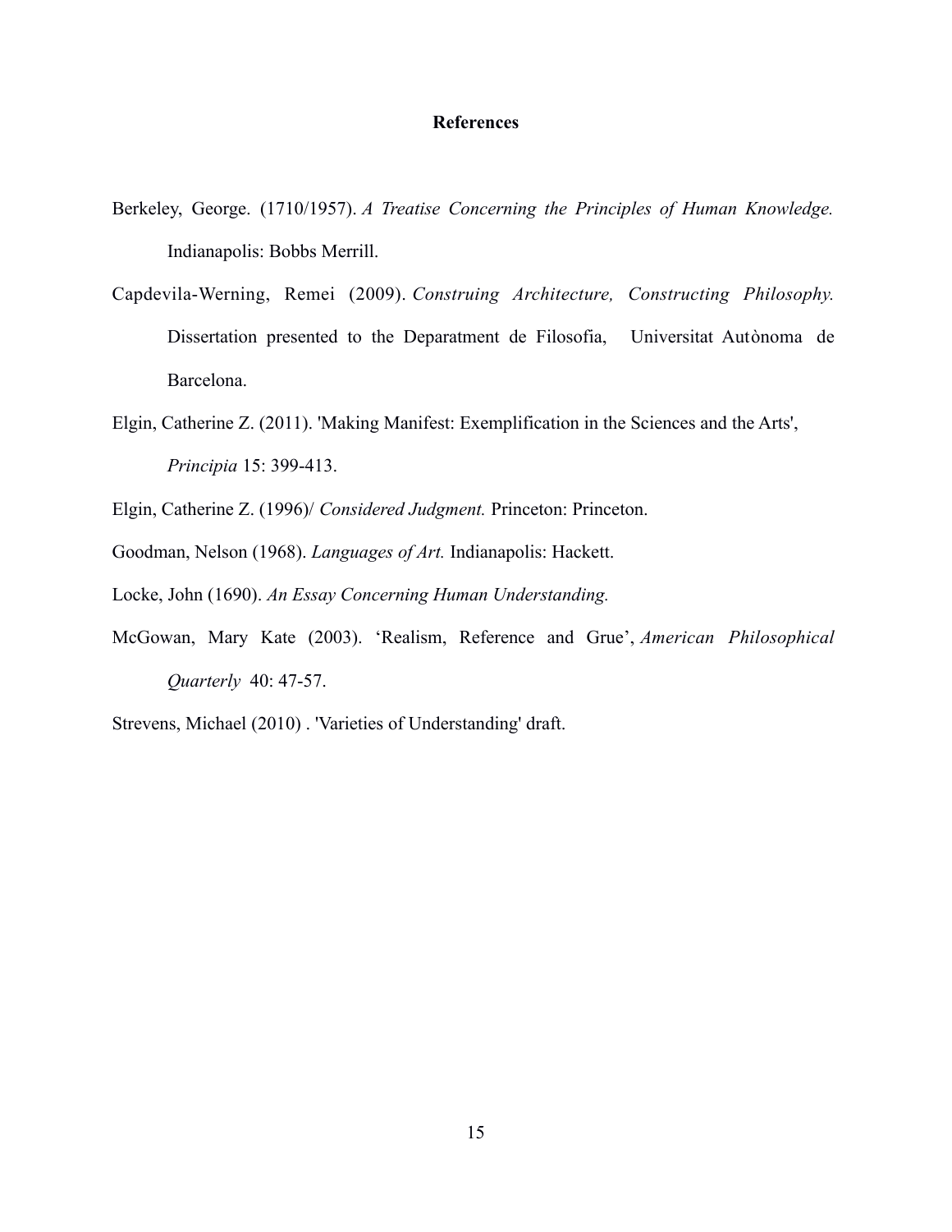## References

Berkeley, George. (1710/1957). *A Treatise Concerning the Principles of Human Knowledge.* Indianapolis: Bobbs Merrill.

Capdevila-Werning, Remei (2009). *Construing Architecture, Constructing Philosophy.* Dissertation presented to the Deparatment de Filosofia, Universitat Autònoma de Barcelona.

Elgin, Catherine Z. (2011). 'Making Manifest: Exemplification in the Sciences and the Arts', *Principia* 15: 399-413.

Elgin, Catherine Z. (1996)/ *Considered Judgment.* Princeton: Princeton.

Goodman, Nelson (1968). *Languages of Art.* Indianapolis: Hackett.

Locke, John (1690). *An Essay Concerning Human Understanding.*

McGowan, Mary Kate (2003). 'Realism, Reference and Grue', *American Philosophical Quarterly* 40: 47-57.

Strevens, Michael (2010) . 'Varieties of Understanding' draft.